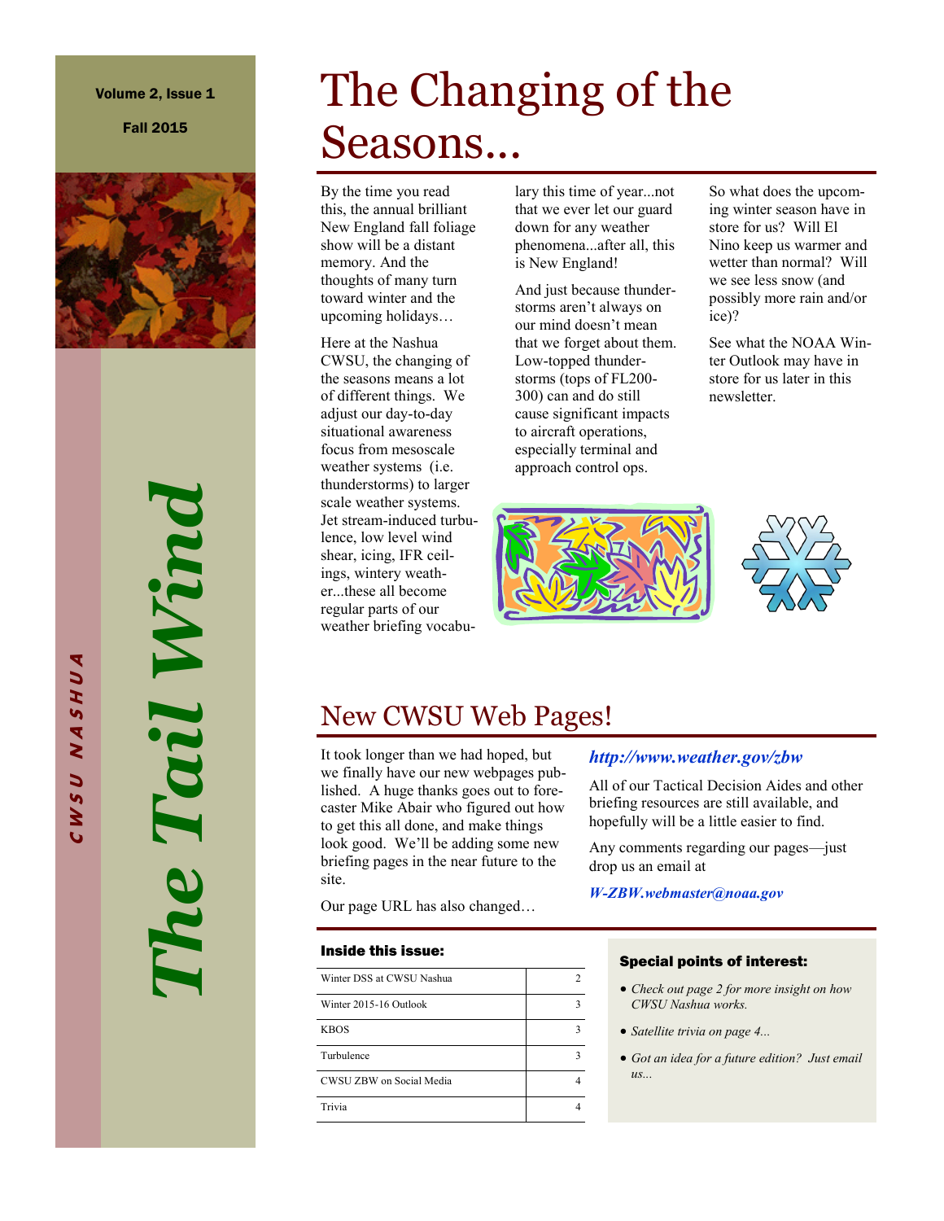# The Tail Wind

CWSU NASHUA

Volume 2, Issue 1

Fall 2015

## The Changing of the Seasons...

By the time you read this, the annual brilliant New England fall foliage show will be a distant memory. And the thoughts of many turn toward winter and the upcoming holidays…

Here at the Nashua CWSU, the changing of the seasons means a lot of different things. We adjust our day-to-day situational awareness focus from mesoscale weather systems (i.e. thunderstorms) to larger scale weather systems. Jet stream-induced turbulence, low level wind shear, icing, IFR ceilings, wintery weather...these all become regular parts of our weather briefing vocabulary this time of year...not that we ever let our guard down for any weather phenomena...after all, this is New England!

And just because thunderstorms aren't always on our mind doesn't mean that we forget about them. Low-topped thunderstorms (tops of FL200-300) can and do still cause significant impacts to aircraft operations, especially terminal and approach control ops.

So what does the upcoming winter season have in store for us? Will El Nino keep us warmer and wetter than normal? Will we see less snow (and possibly more rain and/or ice)?

See what the NOAA Winter Outlook may have in store for us later in this newsletter.

## New CWSU Web Pages!

It took longer than we had hoped, but we finally have our new webpages published. A huge thanks goes out to forecaster Mike Abair who figured out how to get this all done, and make things look good. We'll be adding some new briefing pages in the near future to the site.

Our page URL has also changed…

***http://www.weather.gov/zbw***

All of our Tactical Decision Aides and other briefing resources are still available, and hopefully will be a little easier to find.

Any comments regarding our pages—just drop us an email at

***W-ZBW.webmaster@noaa.gov***

### Inside this issue:

| | |
|---|---|
| Winter DSS at CWSU Nashua | 2 |
| Winter 2015-16 Outlook | 3 |
| KBOS | 3 |
| Turbulence | 3 |
| CWSU ZBW on Social Media | 4 |
| Trivia | 4 |

### Special points of interest:

- *Check out page 2 for more insight on how CWSU Nashua works.*
- *Satellite trivia on page 4...*
- *Got an idea for a future edition? Just email us...*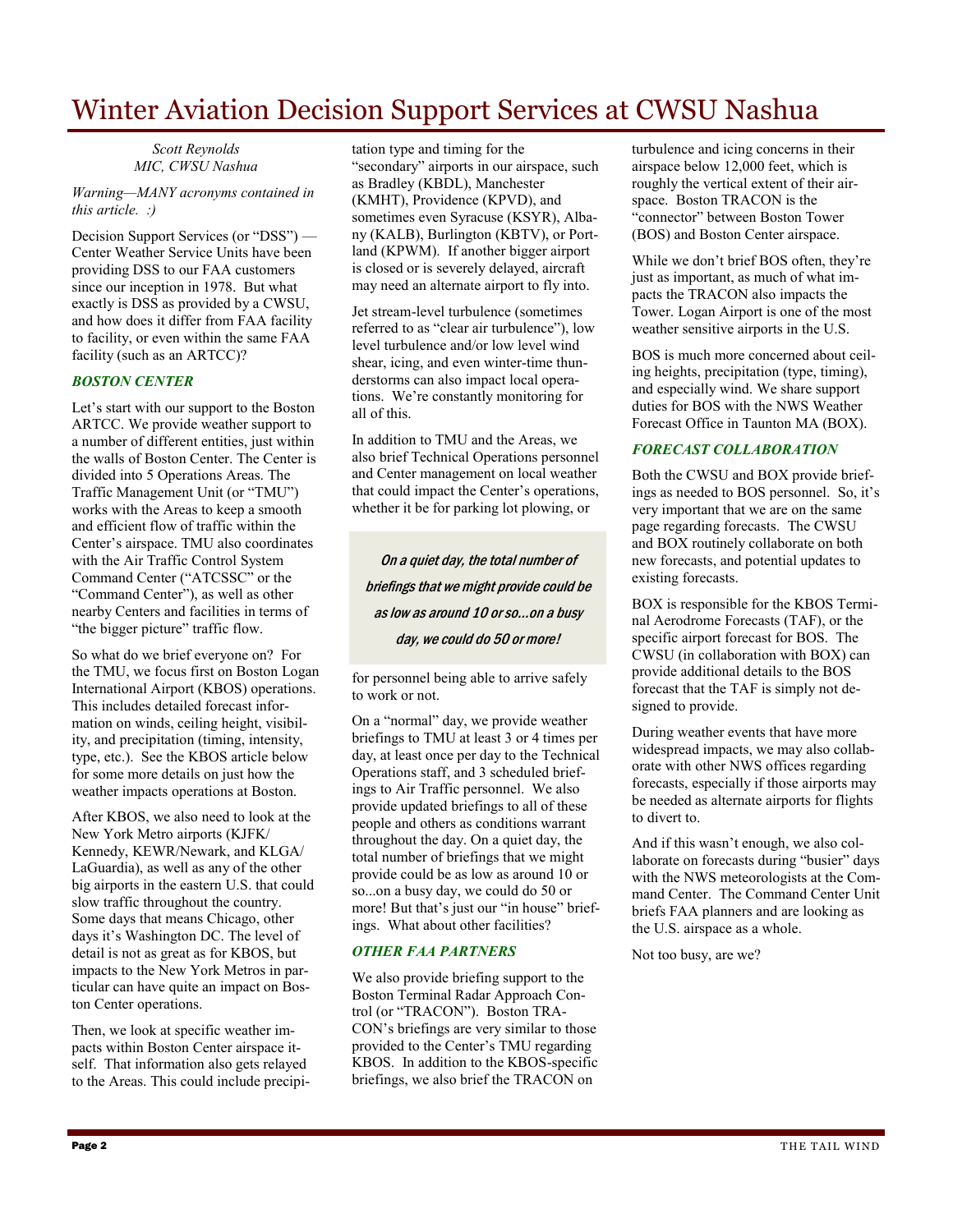# Winter Aviation Decision Support Services at CWSU Nashua

*Scott Reynolds*
*MIC, CWSU Nashua*

*Warning—MANY acronyms contained in this article. :)*

Decision Support Services (or "DSS") — Center Weather Service Units have been providing DSS to our FAA customers since our inception in 1978. But what exactly is DSS as provided by a CWSU, and how does it differ from FAA facility to facility, or even within the same FAA facility (such as an ARTCC)?

### *BOSTON CENTER*

Let's start with our support to the Boston ARTCC. We provide weather support to a number of different entities, just within the walls of Boston Center. The Center is divided into 5 Operations Areas. The Traffic Management Unit (or "TMU") works with the Areas to keep a smooth and efficient flow of traffic within the Center's airspace. TMU also coordinates with the Air Traffic Control System Command Center ("ATCSSC" or the "Command Center"), as well as other nearby Centers and facilities in terms of "the bigger picture" traffic flow.

So what do we brief everyone on? For the TMU, we focus first on Boston Logan International Airport (KBOS) operations. This includes detailed forecast information on winds, ceiling height, visibility, and precipitation (timing, intensity, type, etc.). See the KBOS article below for some more details on just how the weather impacts operations at Boston.

After KBOS, we also need to look at the New York Metro airports (KJFK/Kennedy, KEWR/Newark, and KLGA/LaGuardia), as well as any of the other big airports in the eastern U.S. that could slow traffic throughout the country. Some days that means Chicago, other days it's Washington DC. The level of detail is not as great as for KBOS, but impacts to the New York Metros in particular can have quite an impact on Boston Center operations.

Then, we look at specific weather impacts within Boston Center airspace itself. That information also gets relayed to the Areas. This could include precipitation type and timing for the "secondary" airports in our airspace, such as Bradley (KBDL), Manchester (KMHT), Providence (KPVD), and sometimes even Syracuse (KSYR), Albany (KALB), Burlington (KBTV), or Portland (KPWM). If another bigger airport is closed or is severely delayed, aircraft may need an alternate airport to fly into.

Jet stream-level turbulence (sometimes referred to as "clear air turbulence"), low level turbulence and/or low level wind shear, icing, and even winter-time thunderstorms can also impact local operations. We're constantly monitoring for all of this.

In addition to TMU and the Areas, we also brief Technical Operations personnel and Center management on local weather that could impact the Center's operations, whether it be for parking lot plowing, or for personnel being able to arrive safely to work or not.

> ***On a quiet day, the total number of briefings that we might provide could be as low as around 10 or so...on a busy day, we could do 50 or more!***

On a "normal" day, we provide weather briefings to TMU at least 3 or 4 times per day, at least once per day to the Technical Operations staff, and 3 scheduled briefings to Air Traffic personnel. We also provide updated briefings to all of these people and others as conditions warrant throughout the day. On a quiet day, the total number of briefings that we might provide could be as low as around 10 or so...on a busy day, we could do 50 or more! But that's just our "in house" briefings. What about other facilities?

### *OTHER FAA PARTNERS*

We also provide briefing support to the Boston Terminal Radar Approach Control (or "TRACON"). Boston TRACON's briefings are very similar to those provided to the Center's TMU regarding KBOS. In addition to the KBOS-specific briefings, we also brief the TRACON on turbulence and icing concerns in their airspace below 12,000 feet, which is roughly the vertical extent of their airspace. Boston TRACON is the "connector" between Boston Tower (BOS) and Boston Center airspace.

While we don't brief BOS often, they're just as important, as much of what impacts the TRACON also impacts the Tower. Logan Airport is one of the most weather sensitive airports in the U.S.

BOS is much more concerned about ceiling heights, precipitation (type, timing), and especially wind. We share support duties for BOS with the NWS Weather Forecast Office in Taunton MA (BOX).

### *FORECAST COLLABORATION*

Both the CWSU and BOX provide briefings as needed to BOS personnel. So, it's very important that we are on the same page regarding forecasts. The CWSU and BOX routinely collaborate on both new forecasts, and potential updates to existing forecasts.

BOX is responsible for the KBOS Terminal Aerodrome Forecasts (TAF), or the specific airport forecast for BOS. The CWSU (in collaboration with BOX) can provide additional details to the BOS forecast that the TAF is simply not designed to provide.

During weather events that have more widespread impacts, we may also collaborate with other NWS offices regarding forecasts, especially if those airports may be needed as alternate airports for flights to divert to.

And if this wasn't enough, we also collaborate on forecasts during "busier" days with the NWS meteorologists at the Command Center. The Command Center Unit briefs FAA planners and are looking as the U.S. airspace as a whole.

Not too busy, are we?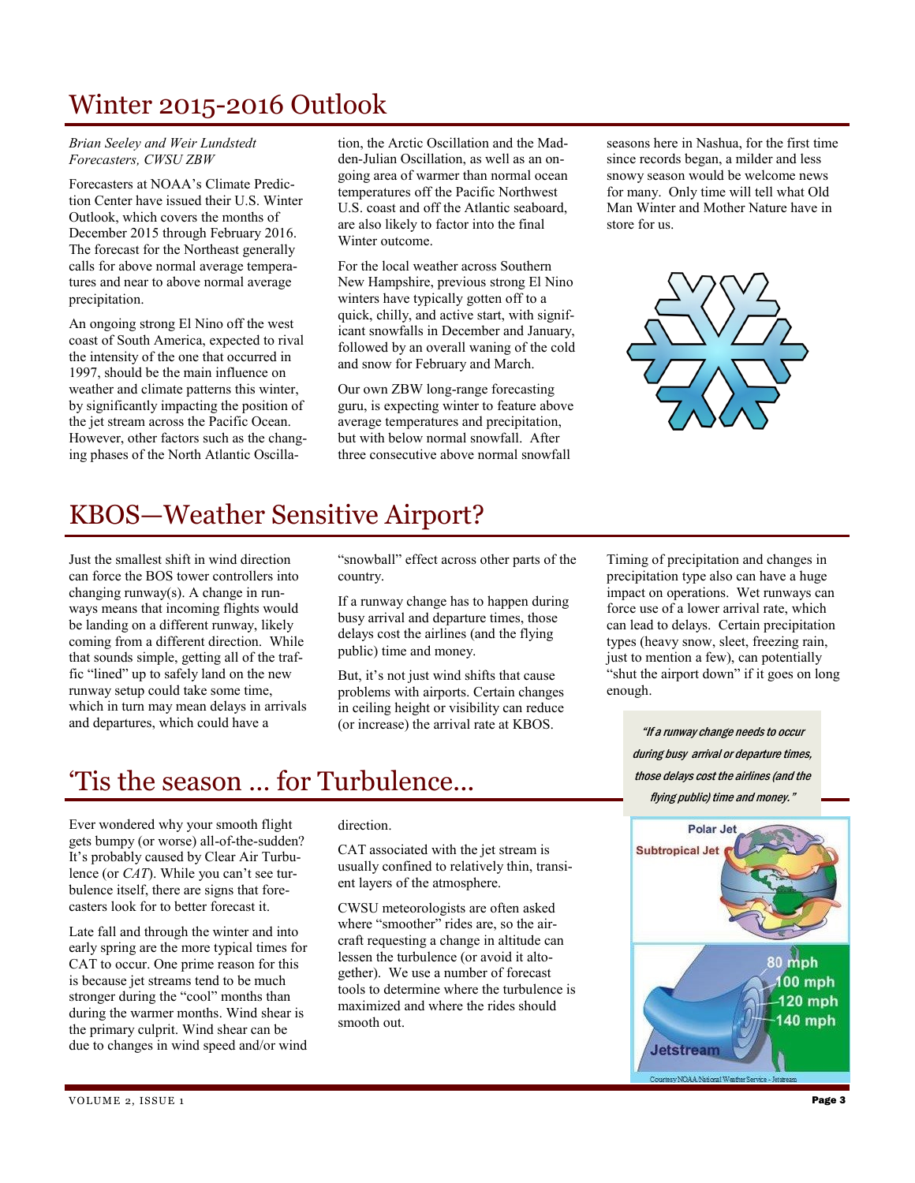# Winter 2015-2016 Outlook

*Brian Seeley and Weir Lundstedt*
*Forecasters, CWSU ZBW*

Forecasters at NOAA's Climate Prediction Center have issued their U.S. Winter Outlook, which covers the months of December 2015 through February 2016. The forecast for the Northeast generally calls for above normal average temperatures and near to above normal average precipitation.

An ongoing strong El Nino off the west coast of South America, expected to rival the intensity of the one that occurred in 1997, should be the main influence on weather and climate patterns this winter, by significantly impacting the position of the jet stream across the Pacific Ocean. However, other factors such as the changing phases of the North Atlantic Oscillation, the Arctic Oscillation and the Madden-Julian Oscillation, as well as an ongoing area of warmer than normal ocean temperatures off the Pacific Northwest U.S. coast and off the Atlantic seaboard, are also likely to factor into the final Winter outcome.

For the local weather across Southern New Hampshire, previous strong El Nino winters have typically gotten off to a quick, chilly, and active start, with significant snowfalls in December and January, followed by an overall waning of the cold and snow for February and March.

Our own ZBW long-range forecasting guru, is expecting winter to feature above average temperatures and precipitation, but with below normal snowfall. After three consecutive above normal snowfall seasons here in Nashua, for the first time since records began, a milder and less snowy season would be welcome news for many. Only time will tell what Old Man Winter and Mother Nature have in store for us.

# KBOS—Weather Sensitive Airport?

Just the smallest shift in wind direction can force the BOS tower controllers into changing runway(s). A change in runways means that incoming flights would be landing on a different runway, likely coming from a different direction. While that sounds simple, getting all of the traffic "lined" up to safely land on the new runway setup could take some time, which in turn may mean delays in arrivals and departures, which could have a "snowball" effect across other parts of the country.

If a runway change has to happen during busy arrival and departure times, those delays cost the airlines (and the flying public) time and money.

But, it's not just wind shifts that cause problems with airports. Certain changes in ceiling height or visibility can reduce (or increase) the arrival rate at KBOS.

Timing of precipitation and changes in precipitation type also can have a huge impact on operations. Wet runways can force use of a lower arrival rate, which can lead to delays. Certain precipitation types (heavy snow, sleet, freezing rain, just to mention a few), can potentially "shut the airport down" if it goes on long enough.

> *"If a runway change needs to occur during busy arrival or departure times, those delays cost the airlines (and the flying public) time and money."*

# 'Tis the season … for Turbulence...

Ever wondered why your smooth flight gets bumpy (or worse) all-of-the-sudden? It's probably caused by Clear Air Turbulence (or *CAT*). While you can't see turbulence itself, there are signs that forecasters look for to better forecast it.

Late fall and through the winter and into early spring are the more typical times for CAT to occur. One prime reason for this is because jet streams tend to be much stronger during the "cool" months than during the warmer months. Wind shear is the primary culprit. Wind shear can be due to changes in wind speed and/or wind direction.

CAT associated with the jet stream is usually confined to relatively thin, transient layers of the atmosphere.

CWSU meteorologists are often asked where "smoother" rides are, so the aircraft requesting a change in altitude can lessen the turbulence (or avoid it altogether). We use a number of forecast tools to determine where the turbulence is maximized and where the rides should smooth out.

Courtesy NOAA/National Weather Service - Jetstream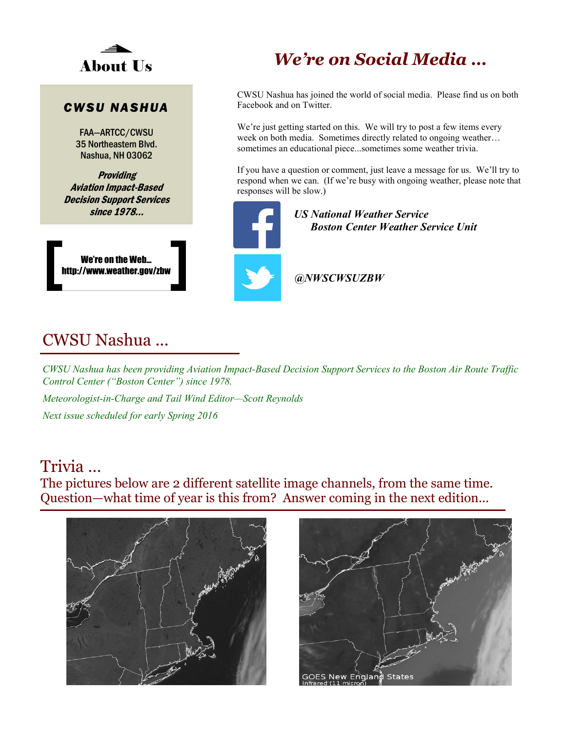# About Us

## CWSU NASHUA

FAA—ARTCC/CWSU
35 Northeastern Blvd.
Nashua, NH 03062

***Providing Aviation Impact-Based Decision Support Services since 1978...***

**We're on the Web... http://www.weather.gov/zbw**

# *We're on Social Media ...*

CWSU Nashua has joined the world of social media. Please find us on both Facebook and on Twitter.

We're just getting started on this. We will try to post a few items every week on both media. Sometimes directly related to ongoing weather… sometimes an educational piece...sometimes some weather trivia.

If you have a question or comment, just leave a message for us. We'll try to respond when we can. (If we're busy with ongoing weather, please note that responses will be slow.)

***US National Weather Service Boston Center Weather Service Unit***

***@NWSCWSUZBW***

## CWSU Nashua ...

*CWSU Nashua has been providing Aviation Impact-Based Decision Support Services to the Boston Air Route Traffic Control Center ("Boston Center") since 1978.*

*Meteorologist-in-Charge and Tail Wind Editor—Scott Reynolds*

*Next issue scheduled for early Spring 2016*

## Trivia ...

The pictures below are 2 different satellite image channels, from the same time. Question—what time of year is this from? Answer coming in the next edition...

GOES New England States
Infrared (11 micron)